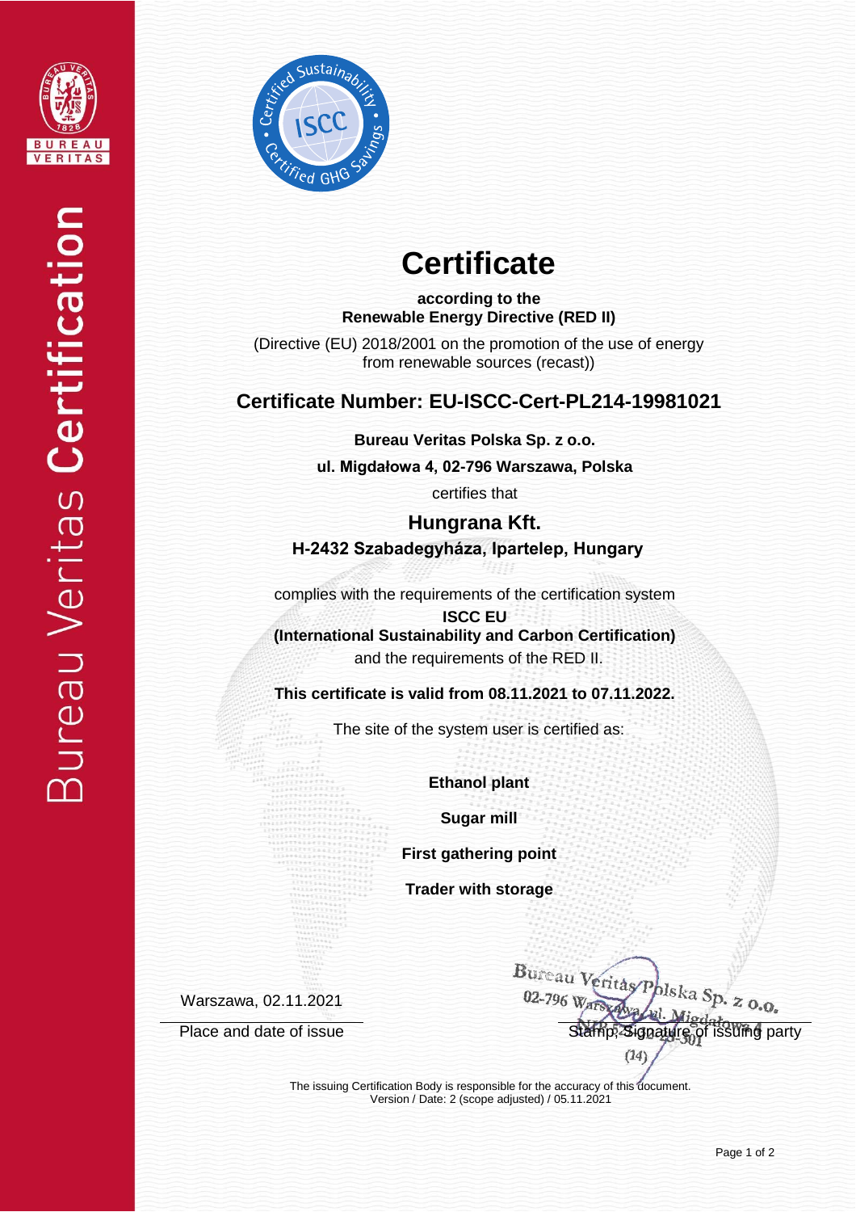Bureau Veritas Certification

# Certificate

**according to the**
**Renewable Energy Directive (RED II)**

(Directive (EU) 2018/2001 on the promotion of the use of energy from renewable sources (recast))

## Certificate Number: EU-ISCC-Cert-PL214-19981021

**Bureau Veritas Polska Sp. z o.o.**

**ul. Migdałowa 4, 02-796 Warszawa, Polska**

certifies that

**Hungrana Kft.**
**H-2432 Szabadegyháza, Ipartelep, Hungary**

complies with the requirements of the certification system
**ISCC EU**
**(International Sustainability and Carbon Certification)**
and the requirements of the RED II.

**This certificate is valid from 08.11.2021 to 07.11.2022.**

The site of the system user is certified as:

**Ethanol plant**

**Sugar mill**

**First gathering point**

**Trader with storage**

Warszawa, 02.11.2021

Place and date of issue

Bureau Veritas Polska Sp. z o.o. 02-796 Warszawa, ul. Migdałowa 4 (14)

Stamp, Signature of issuing party

The issuing Certification Body is responsible for the accuracy of this document.
Version / Date: 2 (scope adjusted) / 05.11.2021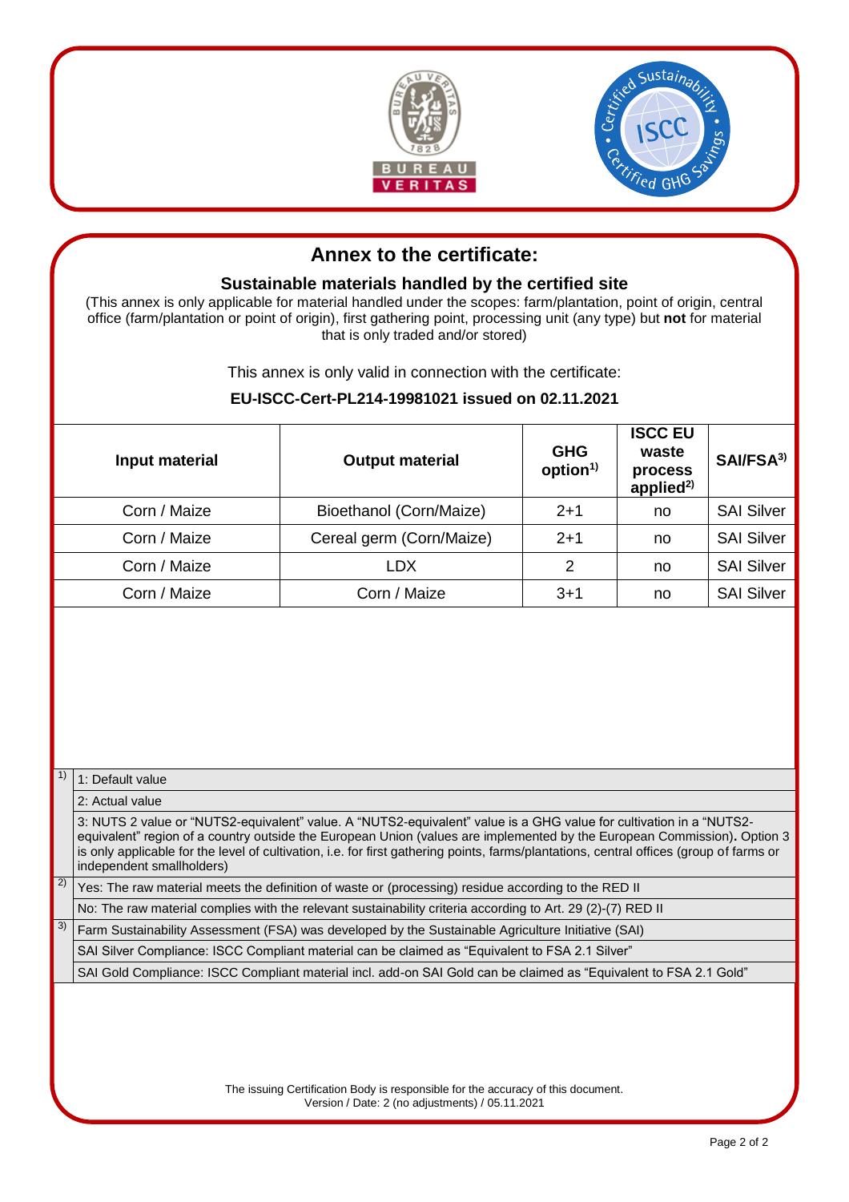# Annex to the certificate:

## Sustainable materials handled by the certified site

(This annex is only applicable for material handled under the scopes: farm/plantation, point of origin, central office (farm/plantation or point of origin), first gathering point, processing unit (any type) but **not** for material that is only traded and/or stored)

This annex is only valid in connection with the certificate:

**EU-ISCC-Cert-PL214-19981021 issued on 02.11.2021**

| Input material | Output material | GHG option[1)] | ISCC EU waste process applied[2)] | SAI/FSA[3)] |
|---|---|---|---|---|
| Corn / Maize | Bioethanol (Corn/Maize) | 2+1 | no | SAI Silver |
| Corn / Maize | Cereal germ (Corn/Maize) | 2+1 | no | SAI Silver |
| Corn / Maize | LDX | 2 | no | SAI Silver |
| Corn / Maize | Corn / Maize | 3+1 | no | SAI Silver |

| | |
|---|---|
| 1) | 1: Default value |
| | 2: Actual value |
| | 3: NUTS 2 value or "NUTS2-equivalent" value. A "NUTS2-equivalent" value is a GHG value for cultivation in a "NUTS2-equivalent" region of a country outside the European Union (values are implemented by the European Commission). Option 3 is only applicable for the level of cultivation, i.e. for first gathering points, farms/plantations, central offices (group of farms or independent smallholders) |
| 2) | Yes: The raw material meets the definition of waste or (processing) residue according to the RED II |
| | No: The raw material complies with the relevant sustainability criteria according to Art. 29 (2)-(7) RED II |
| 3) | Farm Sustainability Assessment (FSA) was developed by the Sustainable Agriculture Initiative (SAI) |
| | SAI Silver Compliance: ISCC Compliant material can be claimed as "Equivalent to FSA 2.1 Silver" |
| | SAI Gold Compliance: ISCC Compliant material incl. add-on SAI Gold can be claimed as "Equivalent to FSA 2.1 Gold" |

The issuing Certification Body is responsible for the accuracy of this document.
Version / Date: 2 (no adjustments) / 05.11.2021